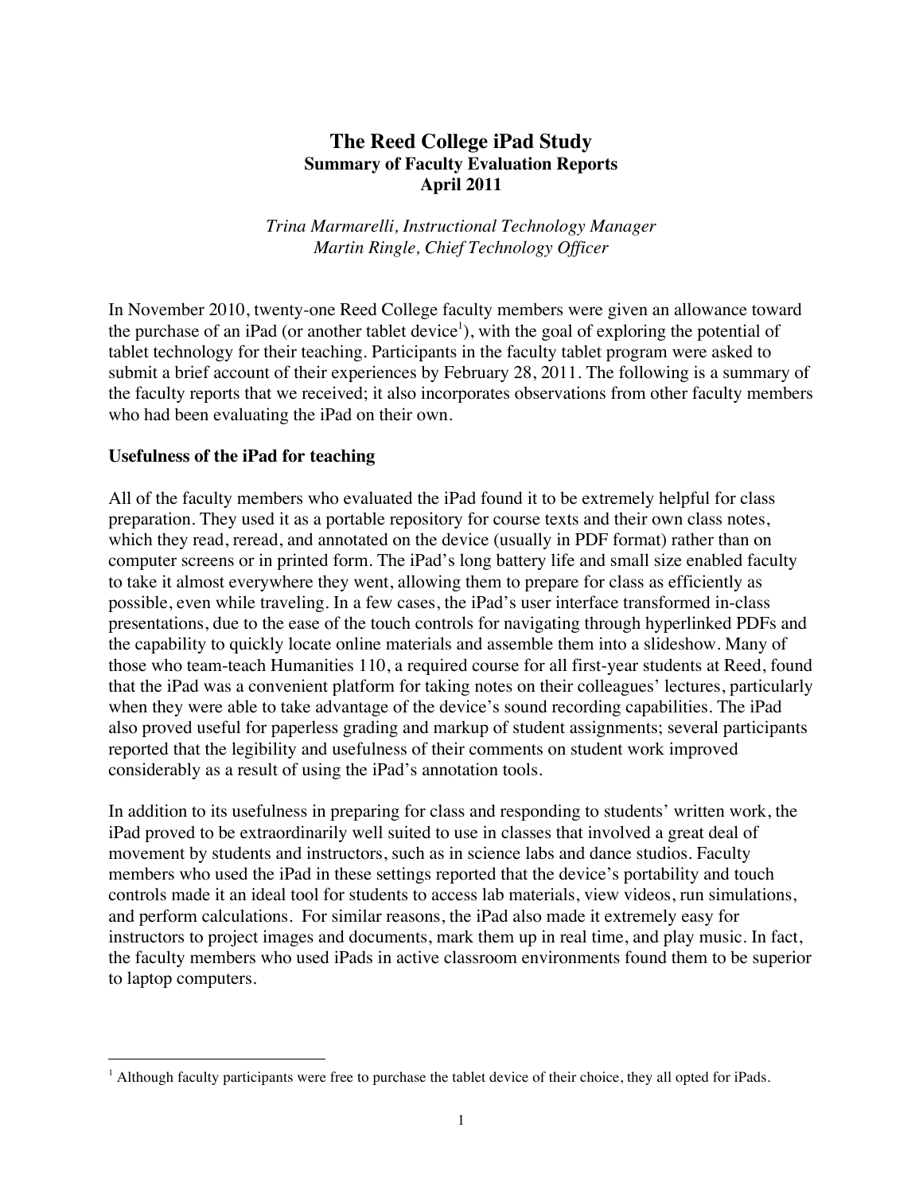# The Reed College iPad Study

## Summary of Faculty Evaluation Reports

## April 2011

*Trina Marmarelli, Instructional Technology Manager*
*Martin Ringle, Chief Technology Officer*

In November 2010, twenty-one Reed College faculty members were given an allowance toward the purchase of an iPad (or another tablet device[1]), with the goal of exploring the potential of tablet technology for their teaching. Participants in the faculty tablet program were asked to submit a brief account of their experiences by February 28, 2011. The following is a summary of the faculty reports that we received; it also incorporates observations from other faculty members who had been evaluating the iPad on their own.

### Usefulness of the iPad for teaching

All of the faculty members who evaluated the iPad found it to be extremely helpful for class preparation. They used it as a portable repository for course texts and their own class notes, which they read, reread, and annotated on the device (usually in PDF format) rather than on computer screens or in printed form. The iPad's long battery life and small size enabled faculty to take it almost everywhere they went, allowing them to prepare for class as efficiently as possible, even while traveling. In a few cases, the iPad's user interface transformed in-class presentations, due to the ease of the touch controls for navigating through hyperlinked PDFs and the capability to quickly locate online materials and assemble them into a slideshow. Many of those who team-teach Humanities 110, a required course for all first-year students at Reed, found that the iPad was a convenient platform for taking notes on their colleagues' lectures, particularly when they were able to take advantage of the device's sound recording capabilities. The iPad also proved useful for paperless grading and markup of student assignments; several participants reported that the legibility and usefulness of their comments on student work improved considerably as a result of using the iPad's annotation tools.

In addition to its usefulness in preparing for class and responding to students' written work, the iPad proved to be extraordinarily well suited to use in classes that involved a great deal of movement by students and instructors, such as in science labs and dance studios. Faculty members who used the iPad in these settings reported that the device's portability and touch controls made it an ideal tool for students to access lab materials, view videos, run simulations, and perform calculations. For similar reasons, the iPad also made it extremely easy for instructors to project images and documents, mark them up in real time, and play music. In fact, the faculty members who used iPads in active classroom environments found them to be superior to laptop computers.

---

[1] Although faculty participants were free to purchase the tablet device of their choice, they all opted for iPads.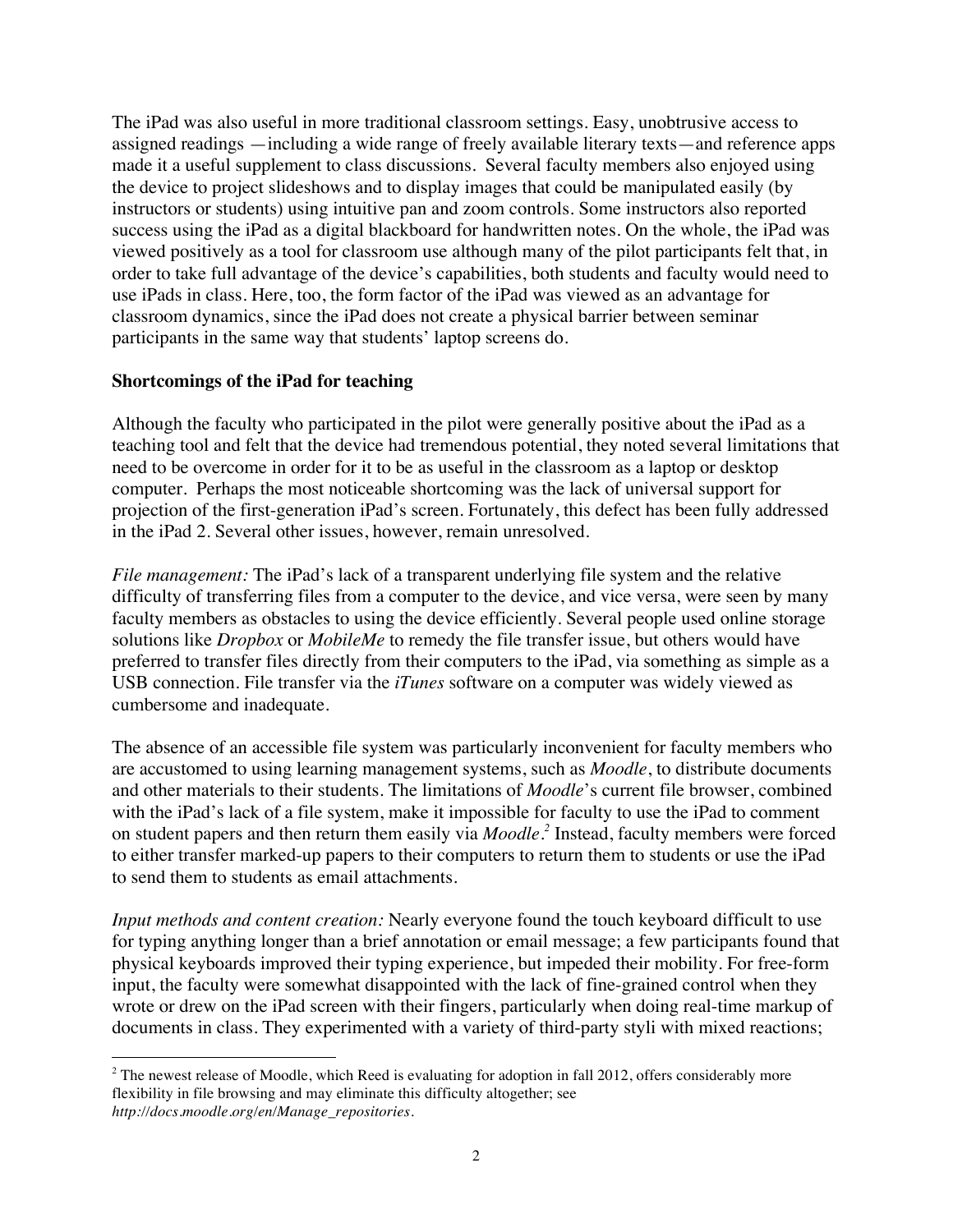The iPad was also useful in more traditional classroom settings. Easy, unobtrusive access to assigned readings —including a wide range of freely available literary texts—and reference apps made it a useful supplement to class discussions. Several faculty members also enjoyed using the device to project slideshows and to display images that could be manipulated easily (by instructors or students) using intuitive pan and zoom controls. Some instructors also reported success using the iPad as a digital blackboard for handwritten notes. On the whole, the iPad was viewed positively as a tool for classroom use although many of the pilot participants felt that, in order to take full advantage of the device's capabilities, both students and faculty would need to use iPads in class. Here, too, the form factor of the iPad was viewed as an advantage for classroom dynamics, since the iPad does not create a physical barrier between seminar participants in the same way that students' laptop screens do.

**Shortcomings of the iPad for teaching**

Although the faculty who participated in the pilot were generally positive about the iPad as a teaching tool and felt that the device had tremendous potential, they noted several limitations that need to be overcome in order for it to be as useful in the classroom as a laptop or desktop computer. Perhaps the most noticeable shortcoming was the lack of universal support for projection of the first-generation iPad's screen. Fortunately, this defect has been fully addressed in the iPad 2. Several other issues, however, remain unresolved.

*File management:* The iPad's lack of a transparent underlying file system and the relative difficulty of transferring files from a computer to the device, and vice versa, were seen by many faculty members as obstacles to using the device efficiently. Several people used online storage solutions like *Dropbox* or *MobileMe* to remedy the file transfer issue, but others would have preferred to transfer files directly from their computers to the iPad, via something as simple as a USB connection. File transfer via the *iTunes* software on a computer was widely viewed as cumbersome and inadequate.

The absence of an accessible file system was particularly inconvenient for faculty members who are accustomed to using learning management systems, such as *Moodle*, to distribute documents and other materials to their students. The limitations of *Moodle*'s current file browser, combined with the iPad's lack of a file system, make it impossible for faculty to use the iPad to comment on student papers and then return them easily via *Moodle*.[2] Instead, faculty members were forced to either transfer marked-up papers to their computers to return them to students or use the iPad to send them to students as email attachments.

*Input methods and content creation:* Nearly everyone found the touch keyboard difficult to use for typing anything longer than a brief annotation or email message; a few participants found that physical keyboards improved their typing experience, but impeded their mobility. For free-form input, the faculty were somewhat disappointed with the lack of fine-grained control when they wrote or drew on the iPad screen with their fingers, particularly when doing real-time markup of documents in class. They experimented with a variety of third-party styli with mixed reactions;

[2] The newest release of Moodle, which Reed is evaluating for adoption in fall 2012, offers considerably more flexibility in file browsing and may eliminate this difficulty altogether; see *http://docs.moodle.org/en/Manage_repositories*.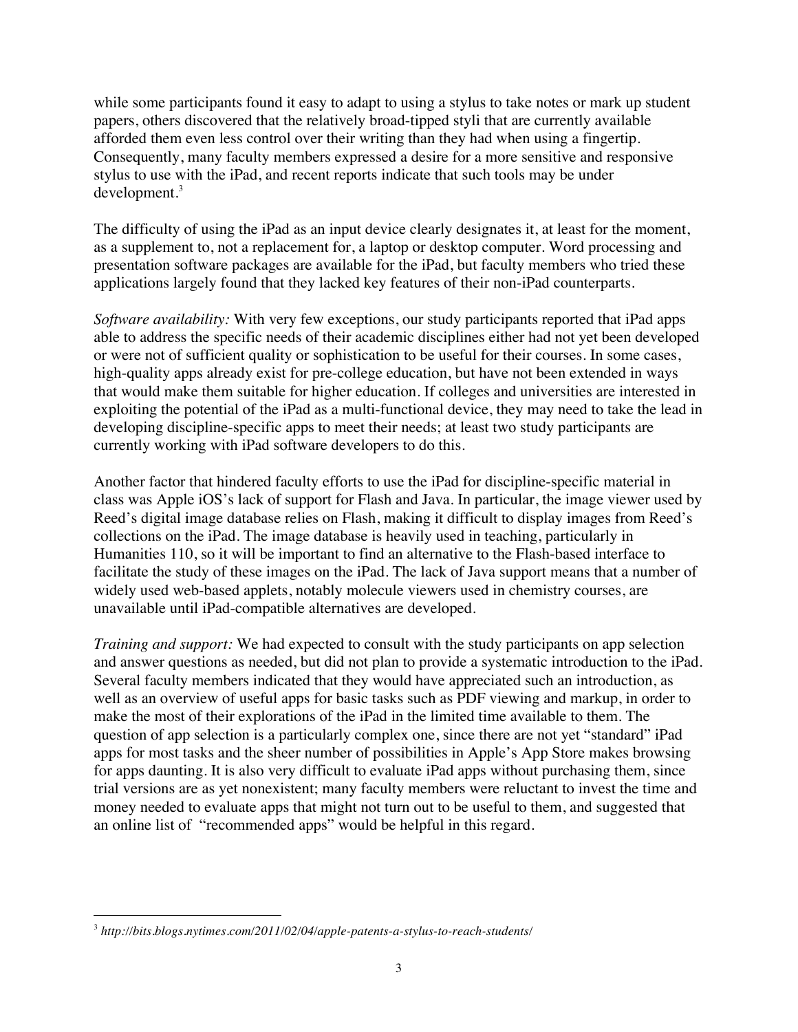while some participants found it easy to adapt to using a stylus to take notes or mark up student papers, others discovered that the relatively broad-tipped styli that are currently available afforded them even less control over their writing than they had when using a fingertip. Consequently, many faculty members expressed a desire for a more sensitive and responsive stylus to use with the iPad, and recent reports indicate that such tools may be under development.[3]

The difficulty of using the iPad as an input device clearly designates it, at least for the moment, as a supplement to, not a replacement for, a laptop or desktop computer. Word processing and presentation software packages are available for the iPad, but faculty members who tried these applications largely found that they lacked key features of their non-iPad counterparts.

*Software availability:* With very few exceptions, our study participants reported that iPad apps able to address the specific needs of their academic disciplines either had not yet been developed or were not of sufficient quality or sophistication to be useful for their courses. In some cases, high-quality apps already exist for pre-college education, but have not been extended in ways that would make them suitable for higher education. If colleges and universities are interested in exploiting the potential of the iPad as a multi-functional device, they may need to take the lead in developing discipline-specific apps to meet their needs; at least two study participants are currently working with iPad software developers to do this.

Another factor that hindered faculty efforts to use the iPad for discipline-specific material in class was Apple iOS's lack of support for Flash and Java. In particular, the image viewer used by Reed's digital image database relies on Flash, making it difficult to display images from Reed's collections on the iPad. The image database is heavily used in teaching, particularly in Humanities 110, so it will be important to find an alternative to the Flash-based interface to facilitate the study of these images on the iPad. The lack of Java support means that a number of widely used web-based applets, notably molecule viewers used in chemistry courses, are unavailable until iPad-compatible alternatives are developed.

*Training and support:* We had expected to consult with the study participants on app selection and answer questions as needed, but did not plan to provide a systematic introduction to the iPad. Several faculty members indicated that they would have appreciated such an introduction, as well as an overview of useful apps for basic tasks such as PDF viewing and markup, in order to make the most of their explorations of the iPad in the limited time available to them. The question of app selection is a particularly complex one, since there are not yet "standard" iPad apps for most tasks and the sheer number of possibilities in Apple's App Store makes browsing for apps daunting. It is also very difficult to evaluate iPad apps without purchasing them, since trial versions are as yet nonexistent; many faculty members were reluctant to invest the time and money needed to evaluate apps that might not turn out to be useful to them, and suggested that an online list of "recommended apps" would be helpful in this regard.

---

[3] *http://bits.blogs.nytimes.com/2011/02/04/apple-patents-a-stylus-to-reach-students/*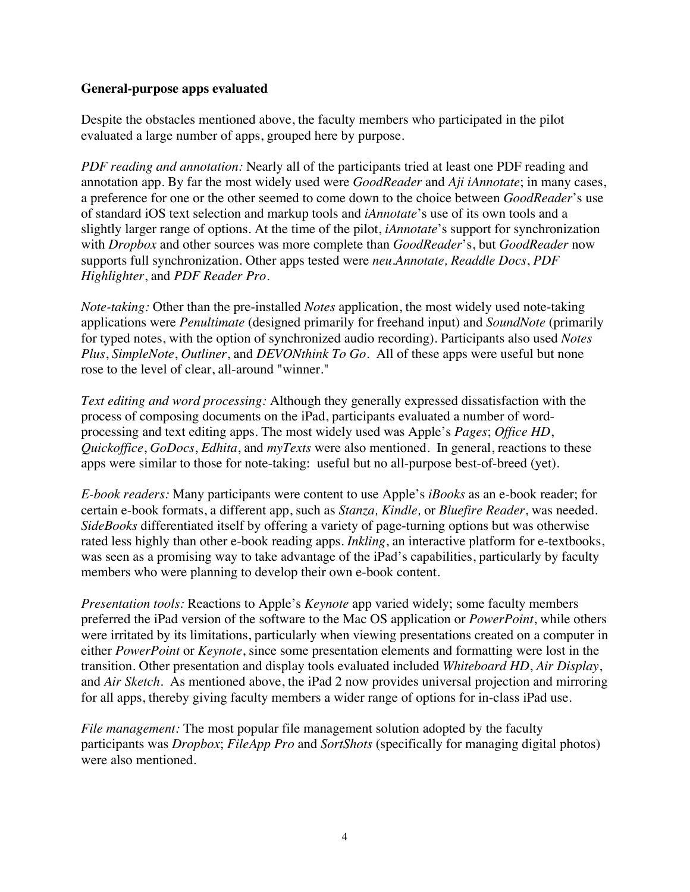**General-purpose apps evaluated**

Despite the obstacles mentioned above, the faculty members who participated in the pilot evaluated a large number of apps, grouped here by purpose.

*PDF reading and annotation:* Nearly all of the participants tried at least one PDF reading and annotation app. By far the most widely used were *GoodReader* and *Aji iAnnotate*; in many cases, a preference for one or the other seemed to come down to the choice between *GoodReader*'s use of standard iOS text selection and markup tools and *iAnnotate*'s use of its own tools and a slightly larger range of options. At the time of the pilot, *iAnnotate*'s support for synchronization with *Dropbox* and other sources was more complete than *GoodReader*'s, but *GoodReader* now supports full synchronization. Other apps tested were *neu.Annotate, Readdle Docs*, *PDF Highlighter*, and *PDF Reader Pro*.

*Note-taking:* Other than the pre-installed *Notes* application, the most widely used note-taking applications were *Penultimate* (designed primarily for freehand input) and *SoundNote* (primarily for typed notes, with the option of synchronized audio recording). Participants also used *Notes Plus*, *SimpleNote*, *Outliner*, and *DEVONthink To Go*. All of these apps were useful but none rose to the level of clear, all-around "winner."

*Text editing and word processing:* Although they generally expressed dissatisfaction with the process of composing documents on the iPad, participants evaluated a number of word-processing and text editing apps. The most widely used was Apple's *Pages*; *Office HD*, *Quickoffice*, *GoDocs*, *Edhita*, and *myTexts* were also mentioned. In general, reactions to these apps were similar to those for note-taking: useful but no all-purpose best-of-breed (yet).

*E-book readers:* Many participants were content to use Apple's *iBooks* as an e-book reader; for certain e-book formats, a different app, such as *Stanza, Kindle,* or *Bluefire Reader*, was needed. *SideBooks* differentiated itself by offering a variety of page-turning options but was otherwise rated less highly than other e-book reading apps. *Inkling*, an interactive platform for e-textbooks, was seen as a promising way to take advantage of the iPad's capabilities, particularly by faculty members who were planning to develop their own e-book content.

*Presentation tools:* Reactions to Apple's *Keynote* app varied widely; some faculty members preferred the iPad version of the software to the Mac OS application or *PowerPoint*, while others were irritated by its limitations, particularly when viewing presentations created on a computer in either *PowerPoint* or *Keynote*, since some presentation elements and formatting were lost in the transition. Other presentation and display tools evaluated included *Whiteboard HD*, *Air Display*, and *Air Sketch*. As mentioned above, the iPad 2 now provides universal projection and mirroring for all apps, thereby giving faculty members a wider range of options for in-class iPad use.

*File management:* The most popular file management solution adopted by the faculty participants was *Dropbox*; *FileApp Pro* and *SortShots* (specifically for managing digital photos) were also mentioned.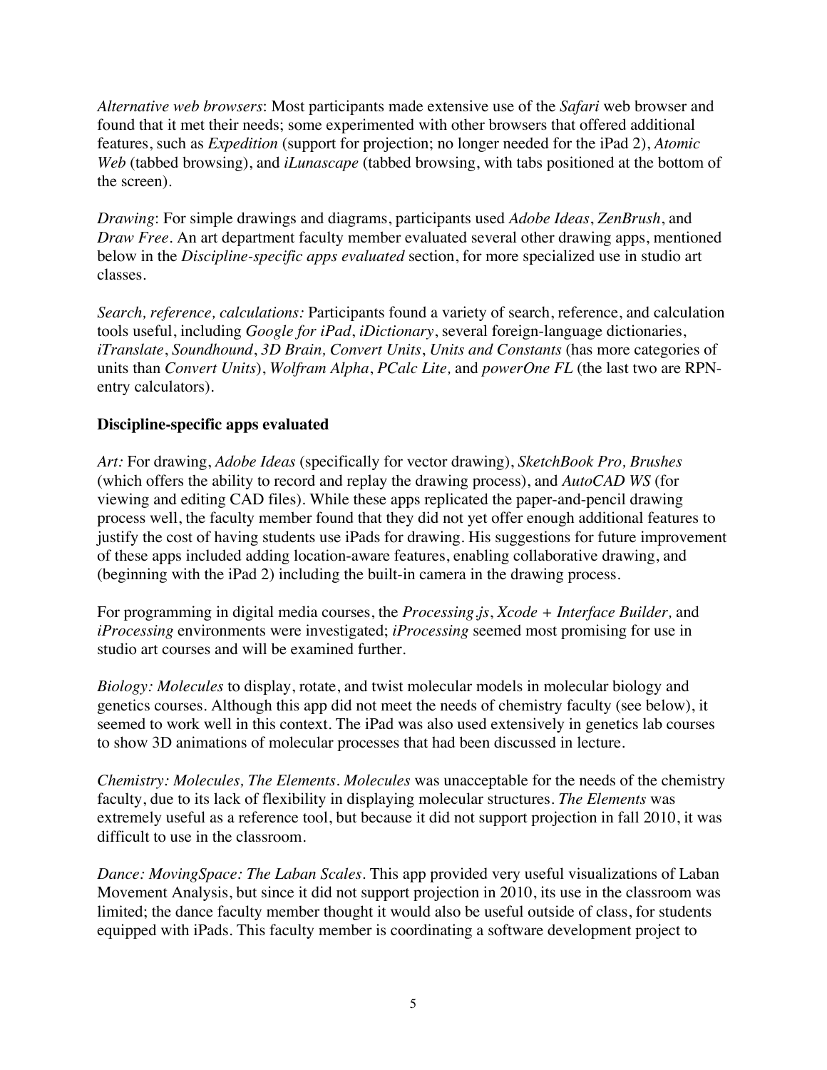*Alternative web browsers*: Most participants made extensive use of the *Safari* web browser and found that it met their needs; some experimented with other browsers that offered additional features, such as *Expedition* (support for projection; no longer needed for the iPad 2), *Atomic Web* (tabbed browsing), and *iLunascape* (tabbed browsing, with tabs positioned at the bottom of the screen).

*Drawing*: For simple drawings and diagrams, participants used *Adobe Ideas*, *ZenBrush*, and *Draw Free*. An art department faculty member evaluated several other drawing apps, mentioned below in the *Discipline-specific apps evaluated* section, for more specialized use in studio art classes.

*Search, reference, calculations:* Participants found a variety of search, reference, and calculation tools useful, including *Google for iPad*, *iDictionary*, several foreign-language dictionaries, *iTranslate*, *Soundhound*, *3D Brain, Convert Units*, *Units and Constants* (has more categories of units than *Convert Units*), *Wolfram Alpha*, *PCalc Lite,* and *powerOne FL* (the last two are RPN-entry calculators).

**Discipline-specific apps evaluated**

*Art:* For drawing, *Adobe Ideas* (specifically for vector drawing), *SketchBook Pro, Brushes* (which offers the ability to record and replay the drawing process), and *AutoCAD WS* (for viewing and editing CAD files). While these apps replicated the paper-and-pencil drawing process well, the faculty member found that they did not yet offer enough additional features to justify the cost of having students use iPads for drawing. His suggestions for future improvement of these apps included adding location-aware features, enabling collaborative drawing, and (beginning with the iPad 2) including the built-in camera in the drawing process.

For programming in digital media courses, the *Processing.js*, *Xcode + Interface Builder,* and *iProcessing* environments were investigated; *iProcessing* seemed most promising for use in studio art courses and will be examined further.

*Biology: Molecules* to display, rotate, and twist molecular models in molecular biology and genetics courses. Although this app did not meet the needs of chemistry faculty (see below), it seemed to work well in this context. The iPad was also used extensively in genetics lab courses to show 3D animations of molecular processes that had been discussed in lecture.

*Chemistry: Molecules, The Elements*. *Molecules* was unacceptable for the needs of the chemistry faculty, due to its lack of flexibility in displaying molecular structures. *The Elements* was extremely useful as a reference tool, but because it did not support projection in fall 2010, it was difficult to use in the classroom.

*Dance: MovingSpace: The Laban Scales*. This app provided very useful visualizations of Laban Movement Analysis, but since it did not support projection in 2010, its use in the classroom was limited; the dance faculty member thought it would also be useful outside of class, for students equipped with iPads. This faculty member is coordinating a software development project to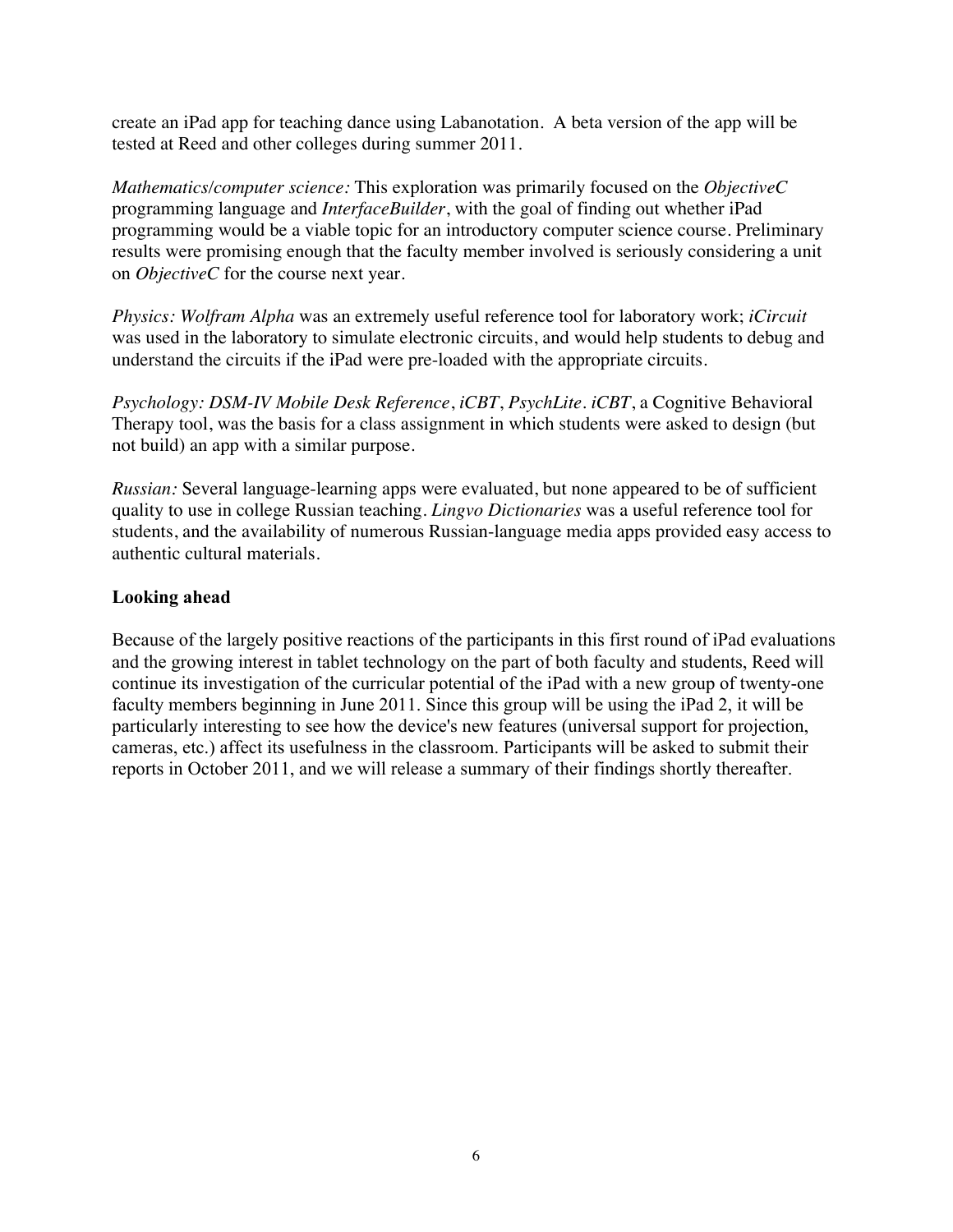create an iPad app for teaching dance using Labanotation.  A beta version of the app will be tested at Reed and other colleges during summer 2011.

*Mathematics/computer science:* This exploration was primarily focused on the *ObjectiveC* programming language and *InterfaceBuilder*, with the goal of finding out whether iPad programming would be a viable topic for an introductory computer science course. Preliminary results were promising enough that the faculty member involved is seriously considering a unit on *ObjectiveC* for the course next year.

*Physics: Wolfram Alpha* was an extremely useful reference tool for laboratory work; *iCircuit* was used in the laboratory to simulate electronic circuits, and would help students to debug and understand the circuits if the iPad were pre-loaded with the appropriate circuits.

*Psychology: DSM-IV Mobile Desk Reference*, *iCBT*, *PsychLite*. *iCBT*, a Cognitive Behavioral Therapy tool, was the basis for a class assignment in which students were asked to design (but not build) an app with a similar purpose.

*Russian:* Several language-learning apps were evaluated, but none appeared to be of sufficient quality to use in college Russian teaching. *Lingvo Dictionaries* was a useful reference tool for students, and the availability of numerous Russian-language media apps provided easy access to authentic cultural materials.

**Looking ahead**

Because of the largely positive reactions of the participants in this first round of iPad evaluations and the growing interest in tablet technology on the part of both faculty and students, Reed will continue its investigation of the curricular potential of the iPad with a new group of twenty-one faculty members beginning in June 2011. Since this group will be using the iPad 2, it will be particularly interesting to see how the device's new features (universal support for projection, cameras, etc.) affect its usefulness in the classroom. Participants will be asked to submit their reports in October 2011, and we will release a summary of their findings shortly thereafter.